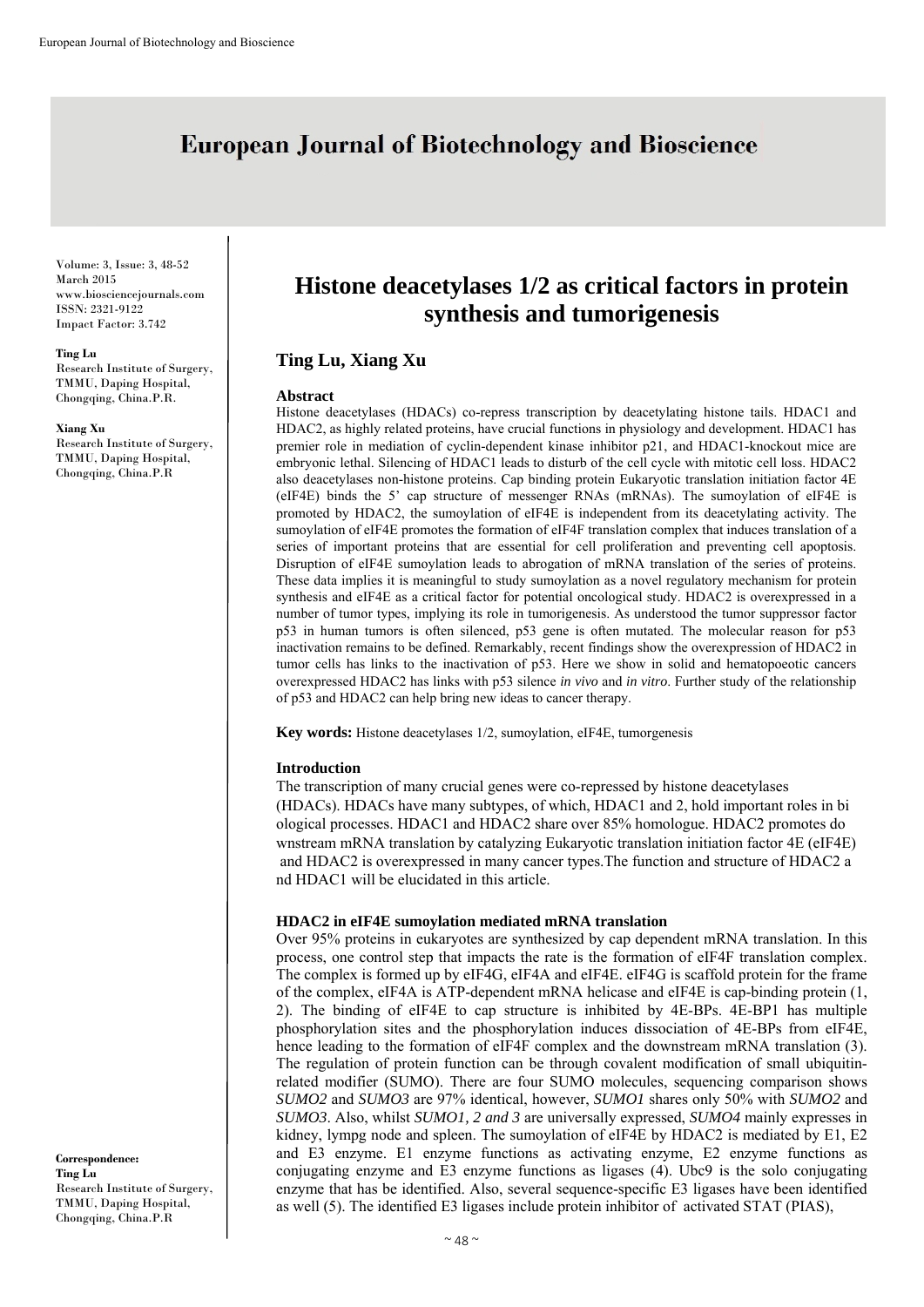# European Journal of Biotechnology and Bioscience

Volume: 3, Issue: 3, 48-52
March 2015
www.biosciencejournals.com
ISSN: 2321-9122
Impact Factor: 3.742

**Ting Lu**
Research Institute of Surgery, TMMU, Daping Hospital, Chongqing, China.P.R.

**Xiang Xu**
Research Institute of Surgery, TMMU, Daping Hospital, Chongqing, China.P.R

**Correspondence:**
**Ting Lu**
Research Institute of Surgery, TMMU, Daping Hospital, Chongqing, China.P.R

# Histone deacetylases 1/2 as critical factors in protein synthesis and tumorigenesis

**Ting Lu, Xiang Xu**

### Abstract

Histone deacetylases (HDACs) co-repress transcription by deacetylating histone tails. HDAC1 and HDAC2, as highly related proteins, have crucial functions in physiology and development. HDAC1 has premier role in mediation of cyclin-dependent kinase inhibitor p21, and HDAC1-knockout mice are embryonic lethal. Silencing of HDAC1 leads to disturb of the cell cycle with mitotic cell loss. HDAC2 also deacetylases non-histone proteins. Cap binding protein Eukaryotic translation initiation factor 4E (eIF4E) binds the 5' cap structure of messenger RNAs (mRNAs). The sumoylation of eIF4E is promoted by HDAC2, the sumoylation of eIF4E is independent from its deacetylating activity. The sumoylation of eIF4E promotes the formation of eIF4F translation complex that induces translation of a series of important proteins that are essential for cell proliferation and preventing cell apoptosis. Disruption of eIF4E sumoylation leads to abrogation of mRNA translation of the series of proteins. These data implies it is meaningful to study sumoylation as a novel regulatory mechanism for protein synthesis and eIF4E as a critical factor for potential oncological study. HDAC2 is overexpressed in a number of tumor types, implying its role in tumorigenesis. As understood the tumor suppressor factor p53 in human tumors is often silenced, p53 gene is often mutated. The molecular reason for p53 inactivation remains to be defined. Remarkably, recent findings show the overexpression of HDAC2 in tumor cells has links to the inactivation of p53. Here we show in solid and hematopoeotic cancers overexpressed HDAC2 has links with p53 silence *in vivo* and *in vitro*. Further study of the relationship of p53 and HDAC2 can help bring new ideas to cancer therapy.

**Key words:** Histone deacetylases 1/2, sumoylation, eIF4E, tumorgenesis

### Introduction

The transcription of many crucial genes were co-repressed by histone deacetylases (HDACs). HDACs have many subtypes, of which, HDAC1 and 2, hold important roles in bi ological processes. HDAC1 and HDAC2 share over 85% homologue. HDAC2 promotes do wnstream mRNA translation by catalyzing Eukaryotic translation initiation factor 4E (eIF4E) and HDAC2 is overexpressed in many cancer types.The function and structure of HDAC2 a nd HDAC1 will be elucidated in this article.

### HDAC2 in eIF4E sumoylation mediated mRNA translation

Over 95% proteins in eukaryotes are synthesized by cap dependent mRNA translation. In this process, one control step that impacts the rate is the formation of eIF4F translation complex. The complex is formed up by eIF4G, eIF4A and eIF4E. eIF4G is scaffold protein for the frame of the complex, eIF4A is ATP-dependent mRNA helicase and eIF4E is cap-binding protein (1, 2). The binding of eIF4E to cap structure is inhibited by 4E-BPs. 4E-BP1 has multiple phosphorylation sites and the phosphorylation induces dissociation of 4E-BPs from eIF4E, hence leading to the formation of eIF4F complex and the downstream mRNA translation (3). The regulation of protein function can be through covalent modification of small ubiquitin-related modifier (SUMO). There are four SUMO molecules, sequencing comparison shows *SUMO2* and *SUMO3* are 97% identical, however, *SUMO1* shares only 50% with *SUMO2* and *SUMO3*. Also, whilst *SUMO1, 2 and 3* are universally expressed, *SUMO4* mainly expresses in kidney, lympg node and spleen. The sumoylation of eIF4E by HDAC2 is mediated by E1, E2 and E3 enzyme. E1 enzyme functions as activating enzyme, E2 enzyme functions as conjugating enzyme and E3 enzyme functions as ligases (4). Ubc9 is the solo conjugating enzyme that has be identified. Also, several sequence-specific E3 ligases have been identified as well (5). The identified E3 ligases include protein inhibitor of activated STAT (PIAS),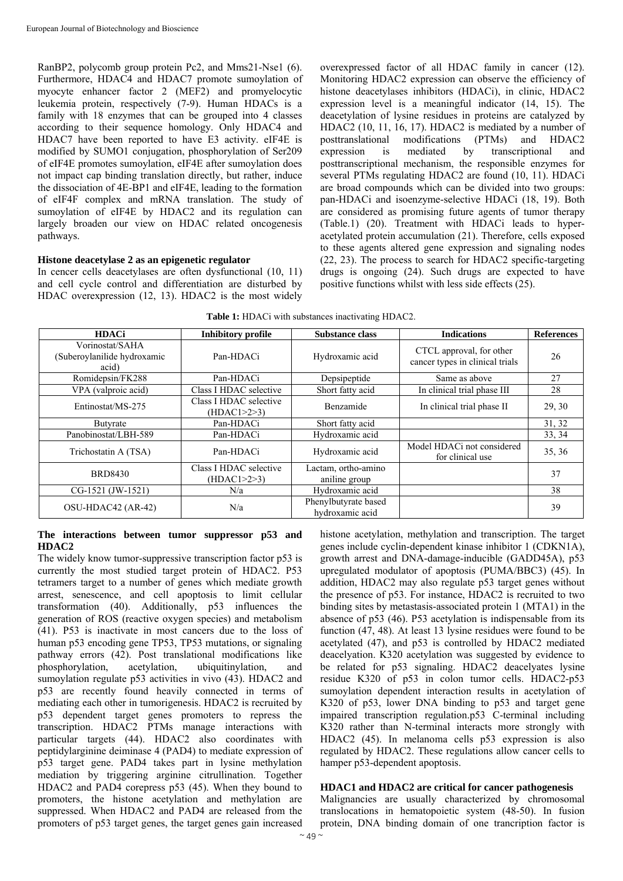RanBP2, polycomb group protein Pc2, and Mms21-Nse1 (6). Furthermore, HDAC4 and HDAC7 promote sumoylation of myocyte enhancer factor 2 (MEF2) and promyelocytic leukemia protein, respectively (7-9). Human HDACs is a family with 18 enzymes that can be grouped into 4 classes according to their sequence homology. Only HDAC4 and HDAC7 have been reported to have E3 activity. eIF4E is modified by SUMO1 conjugation, phosphorylation of Ser209 of eIF4E promotes sumoylation, eIF4E after sumoylation does not impact cap binding translation directly, but rather, induce the dissociation of 4E-BP1 and eIF4E, leading to the formation of eIF4F complex and mRNA translation. The study of sumoylation of eIF4E by HDAC2 and its regulation can largely broaden our view on HDAC related oncogenesis pathways.

### Histone deacetylase 2 as an epigenetic regulator

In cencer cells deacetylases are often dysfunctional (10, 11) and cell cycle control and differentiation are disturbed by HDAC overexpression (12, 13). HDAC2 is the most widely overexpressed factor of all HDAC family in cancer (12). Monitoring HDAC2 expression can observe the efficiency of histone deacetylases inhibitors (HDACi), in clinic, HDAC2 expression level is a meaningful indicator (14, 15). The deacetylation of lysine residues in proteins are catalyzed by HDAC2 (10, 11, 16, 17). HDAC2 is mediated by a number of posttranslational modifications (PTMs) and HDAC2 expression is mediated by transcriptional and posttranscriptional mechanism, the responsible enzymes for several PTMs regulating HDAC2 are found (10, 11). HDACi are broad compounds which can be divided into two groups: pan-HDACi and isoenzyme-selective HDACi (18, 19). Both are considered as promising future agents of tumor therapy (Table.1) (20). Treatment with HDACi leads to hyper-acetylated protein accumulation (21). Therefore, cells exposed to these agents altered gene expression and signaling nodes (22, 23). The process to search for HDAC2 specific-targeting drugs is ongoing (24). Such drugs are expected to have positive functions whilst with less side effects (25).

**Table 1:** HDACi with substances inactivating HDAC2.

| HDACi | Inhibitory profile | Substance class | Indications | References |
|---|---|---|---|---|
| Vorinostat/SAHA (Suberoylanilide hydroxamic acid) | Pan-HDACi | Hydroxamic acid | CTCL approval, for other cancer types in clinical trials | 26 |
| Romidepsin/FK288 | Pan-HDACi | Depsipeptide | Same as above | 27 |
| VPA (valproic acid) | Class I HDAC selective | Short fatty acid | In clinical trial phase III | 28 |
| Entinostat/MS-275 | Class I HDAC selective (HDAC1>2>3) | Benzamide | In clinical trial phase II | 29, 30 |
| Butyrate | Pan-HDACi | Short fatty acid | | 31, 32 |
| Panobinostat/LBH-589 | Pan-HDACi | Hydroxamic acid | | 33, 34 |
| Trichostatin A (TSA) | Pan-HDACi | Hydroxamic acid | Model HDACi not considered for clinical use | 35, 36 |
| BRD8430 | Class I HDAC selective (HDAC1>2>3) | Lactam, ortho-amino aniline group | | 37 |
| CG-1521 (JW-1521) | N/a | Hydroxamic acid | | 38 |
| OSU-HDAC42 (AR-42) | N/a | Phenylbutyrate based hydroxamic acid | | 39 |

### The interactions between tumor suppressor p53 and HDAC2

The widely know tumor-suppressive transcription factor p53 is currently the most studied target protein of HDAC2. P53 tetramers target to a number of genes which mediate growth arrest, senescence, and cell apoptosis to limit cellular transformation (40). Additionally, p53 influences the generation of ROS (reactive oxygen species) and metabolism (41). P53 is inactivate in most cancers due to the loss of human p53 encoding gene TP53, TP53 mutations, or signaling pathway errors (42). Post translational modifications like phosphorylation, acetylation, ubiquitinylation, and sumoylation regulate p53 activities in vivo (43). HDAC2 and p53 are recently found heavily connected in terms of mediating each other in tumorigenesis. HDAC2 is recruited by p53 dependent target genes promoters to repress the transcription. HDAC2 PTMs manage interactions with particular targets (44). HDAC2 also coordinates with peptidylarginine deiminase 4 (PAD4) to mediate expression of p53 target gene. PAD4 takes part in lysine methylation mediation by triggering arginine citrullination. Together HDAC2 and PAD4 corepress p53 (45). When they bound to promoters, the histone acetylation and methylation are suppressed. When HDAC2 and PAD4 are released from the promoters of p53 target genes, the target genes gain increased histone acetylation, methylation and transcription. The target genes include cyclin-dependent kinase inhibitor 1 (CDKN1A), growth arrest and DNA-damage-inducible (GADD45A), p53 upregulated modulator of apoptosis (PUMA/BBC3) (45). In addition, HDAC2 may also regulate p53 target genes without the presence of p53. For instance, HDAC2 is recruited to two binding sites by metastasis-associated protein 1 (MTA1) in the absence of p53 (46). P53 acetylation is indispensable from its function (47, 48). At least 13 lysine residues were found to be acetylated (47), and p53 is controlled by HDAC2 mediated deacelyation. K320 acetylation was suggested by evidence to be related for p53 signaling. HDAC2 deacelyates lysine residue K320 of p53 in colon tumor cells. HDAC2-p53 sumoylation dependent interaction results in acetylation of K320 of p53, lower DNA binding to p53 and target gene impaired transcription regulation.p53 C-terminal including K320 rather than N-terminal interacts more strongly with HDAC2 (45). In melanoma cells p53 expression is also regulated by HDAC2. These regulations allow cancer cells to hamper p53-dependent apoptosis.

### HDAC1 and HDAC2 are critical for cancer pathogenesis

Malignancies are usually characterized by chromosomal translocations in hematopoietic system (48-50). In fusion protein, DNA binding domain of one trancription factor is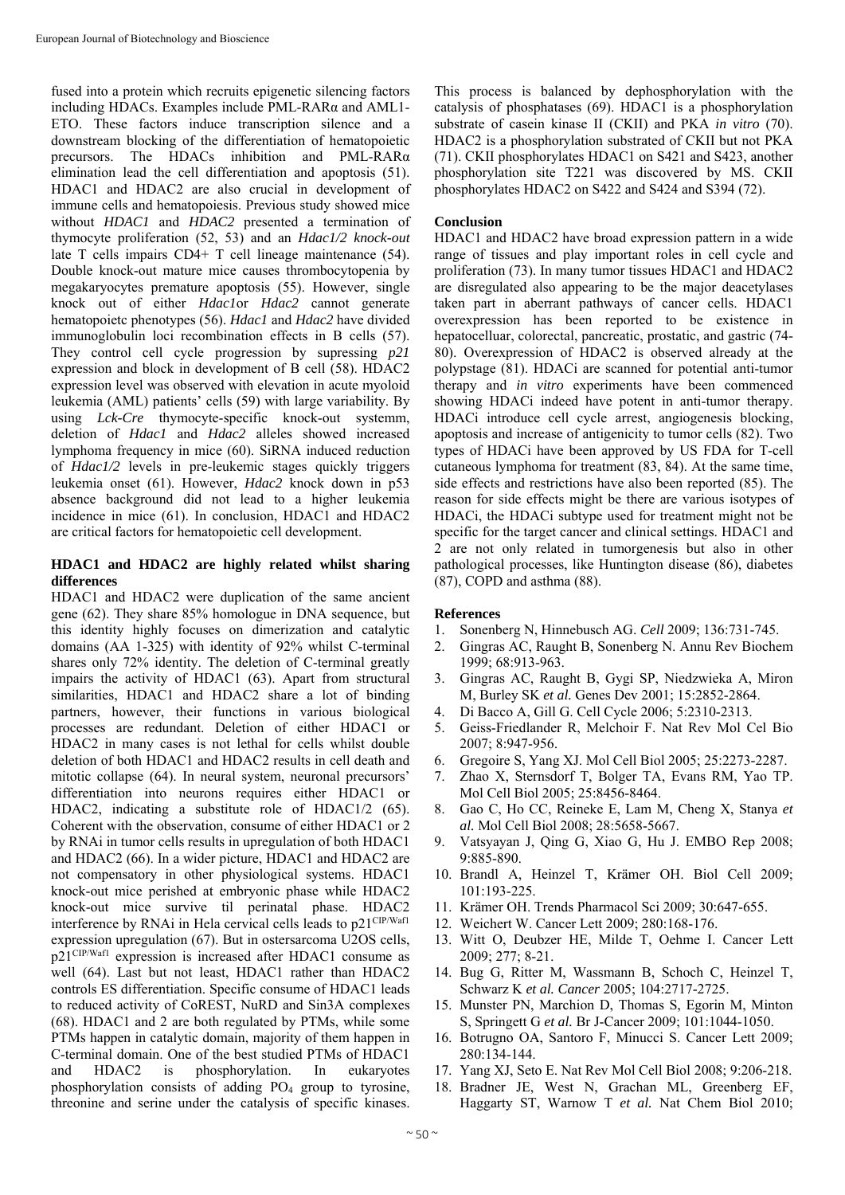fused into a protein which recruits epigenetic silencing factors including HDACs. Examples include PML-RARα and AML1-ETO. These factors induce transcription silence and a downstream blocking of the differentiation of hematopoietic precursors. The HDACs inhibition and PML-RARα elimination lead the cell differentiation and apoptosis (51). HDAC1 and HDAC2 are also crucial in development of immune cells and hematopoiesis. Previous study showed mice without *HDAC1* and *HDAC2* presented a termination of thymocyte proliferation (52, 53) and an *Hdac1/2 knock-out* late T cells impairs CD4+ T cell lineage maintenance (54). Double knock-out mature mice causes thrombocytopenia by megakaryocytes premature apoptosis (55). However, single knock out of either *Hdac1*or *Hdac2* cannot generate hematopoietc phenotypes (56). *Hdac1* and *Hdac2* have divided immunoglobulin loci recombination effects in B cells (57). They control cell cycle progression by supressing *p21* expression and block in development of B cell (58). HDAC2 expression level was observed with elevation in acute myoloid leukemia (AML) patients' cells (59) with large variability. By using *Lck-Cre* thymocyte-specific knock-out systemm, deletion of *Hdac1* and *Hdac2* alleles showed increased lymphoma frequency in mice (60). SiRNA induced reduction of *Hdac1/2* levels in pre-leukemic stages quickly triggers leukemia onset (61). However, *Hdac2* knock down in p53 absence background did not lead to a higher leukemia incidence in mice (61). In conclusion, HDAC1 and HDAC2 are critical factors for hematopoietic cell development.

## HDAC1 and HDAC2 are highly related whilst sharing differences

HDAC1 and HDAC2 were duplication of the same ancient gene (62). They share 85% homologue in DNA sequence, but this identity highly focuses on dimerization and catalytic domains (AA 1-325) with identity of 92% whilst C-terminal shares only 72% identity. The deletion of C-terminal greatly impairs the activity of HDAC1 (63). Apart from structural similarities, HDAC1 and HDAC2 share a lot of binding partners, however, their functions in various biological processes are redundant. Deletion of either HDAC1 or HDAC2 in many cases is not lethal for cells whilst double deletion of both HDAC1 and HDAC2 results in cell death and mitotic collapse (64). In neural system, neuronal precursors' differentiation into neurons requires either HDAC1 or HDAC2, indicating a substitute role of HDAC1/2 (65). Coherent with the observation, consume of either HDAC1 or 2 by RNAi in tumor cells results in upregulation of both HDAC1 and HDAC2 (66). In a wider picture, HDAC1 and HDAC2 are not compensatory in other physiological systems. HDAC1 knock-out mice perished at embryonic phase while HDAC2 knock-out mice survive til perinatal phase. HDAC2 interference by RNAi in Hela cervical cells leads to $p21^{CIP/Waf1}$ expression upregulation (67). But in ostersarcoma U2OS cells, $p21^{CIP/Waf1}$ expression is increased after HDAC1 consume as well (64). Last but not least, HDAC1 rather than HDAC2 controls ES differentiation. Specific consume of HDAC1 leads to reduced activity of CoREST, NuRD and Sin3A complexes (68). HDAC1 and 2 are both regulated by PTMs, while some PTMs happen in catalytic domain, majority of them happen in C-terminal domain. One of the best studied PTMs of HDAC1 and HDAC2 is phosphorylation. In eukaryotes phosphorylation consists of adding $PO_4$ group to tyrosine, threonine and serine under the catalysis of specific kinases. This process is balanced by dephosphorylation with the catalysis of phosphatases (69). HDAC1 is a phosphorylation substrate of casein kinase II (CKII) and PKA *in vitro* (70). HDAC2 is a phosphorylation substrated of CKII but not PKA (71). CKII phosphorylates HDAC1 on S421 and S423, another phosphorylation site T221 was discovered by MS. CKII phosphorylates HDAC2 on S422 and S424 and S394 (72).

## Conclusion

HDAC1 and HDAC2 have broad expression pattern in a wide range of tissues and play important roles in cell cycle and proliferation (73). In many tumor tissues HDAC1 and HDAC2 are disregulated also appearing to be the major deacetylases taken part in aberrant pathways of cancer cells. HDAC1 overexpression has been reported to be existence in hepatocelluar, colorectal, pancreatic, prostatic, and gastric (74-80). Overexpression of HDAC2 is observed already at the polypstage (81). HDACi are scanned for potential anti-tumor therapy and *in vitro* experiments have been commenced showing HDACi indeed have potent in anti-tumor therapy. HDACi introduce cell cycle arrest, angiogenesis blocking, apoptosis and increase of antigenicity to tumor cells (82). Two types of HDACi have been approved by US FDA for T-cell cutaneous lymphoma for treatment (83, 84). At the same time, side effects and restrictions have also been reported (85). The reason for side effects might be there are various isotypes of HDACi, the HDACi subtype used for treatment might not be specific for the target cancer and clinical settings. HDAC1 and 2 are not only related in tumorgenesis but also in other pathological processes, like Huntington disease (86), diabetes (87), COPD and asthma (88).

## References

1. Sonenberg N, Hinnebusch AG. *Cell* 2009; 136:731-745.
2. Gingras AC, Raught B, Sonenberg N. Annu Rev Biochem 1999; 68:913-963.
3. Gingras AC, Raught B, Gygi SP, Niedzwieka A, Miron M, Burley SK *et al.* Genes Dev 2001; 15:2852-2864.
4. Di Bacco A, Gill G. Cell Cycle 2006; 5:2310-2313.
5. Geiss-Friedlander R, Melchoir F. Nat Rev Mol Cel Bio 2007; 8:947-956.
6. Gregoire S, Yang XJ. Mol Cell Biol 2005; 25:2273-2287.
7. Zhao X, Sternsdorf T, Bolger TA, Evans RM, Yao TP. Mol Cell Biol 2005; 25:8456-8464.
8. Gao C, Ho CC, Reineke E, Lam M, Cheng X, Stanya *et al.* Mol Cell Biol 2008; 28:5658-5667.
9. Vatsyayan J, Qing G, Xiao G, Hu J. EMBO Rep 2008; 9:885-890.
10. Brandl A, Heinzel T, Krämer OH. Biol Cell 2009; 101:193-225.
11. Krämer OH. Trends Pharmacol Sci 2009; 30:647-655.
12. Weichert W. Cancer Lett 2009; 280:168-176.
13. Witt O, Deubzer HE, Milde T, Oehme I. Cancer Lett 2009; 277; 8-21.
14. Bug G, Ritter M, Wassmann B, Schoch C, Heinzel T, Schwarz K *et al. Cancer* 2005; 104:2717-2725.
15. Munster PN, Marchion D, Thomas S, Egorin M, Minton S, Springett G *et al.* Br J-Cancer 2009; 101:1044-1050.
16. Botrugno OA, Santoro F, Minucci S. Cancer Lett 2009; 280:134-144.
17. Yang XJ, Seto E. Nat Rev Mol Cell Biol 2008; 9:206-218.
18. Bradner JE, West N, Grachan ML, Greenberg EF, Haggarty ST, Warnow T *et al.* Nat Chem Biol 2010;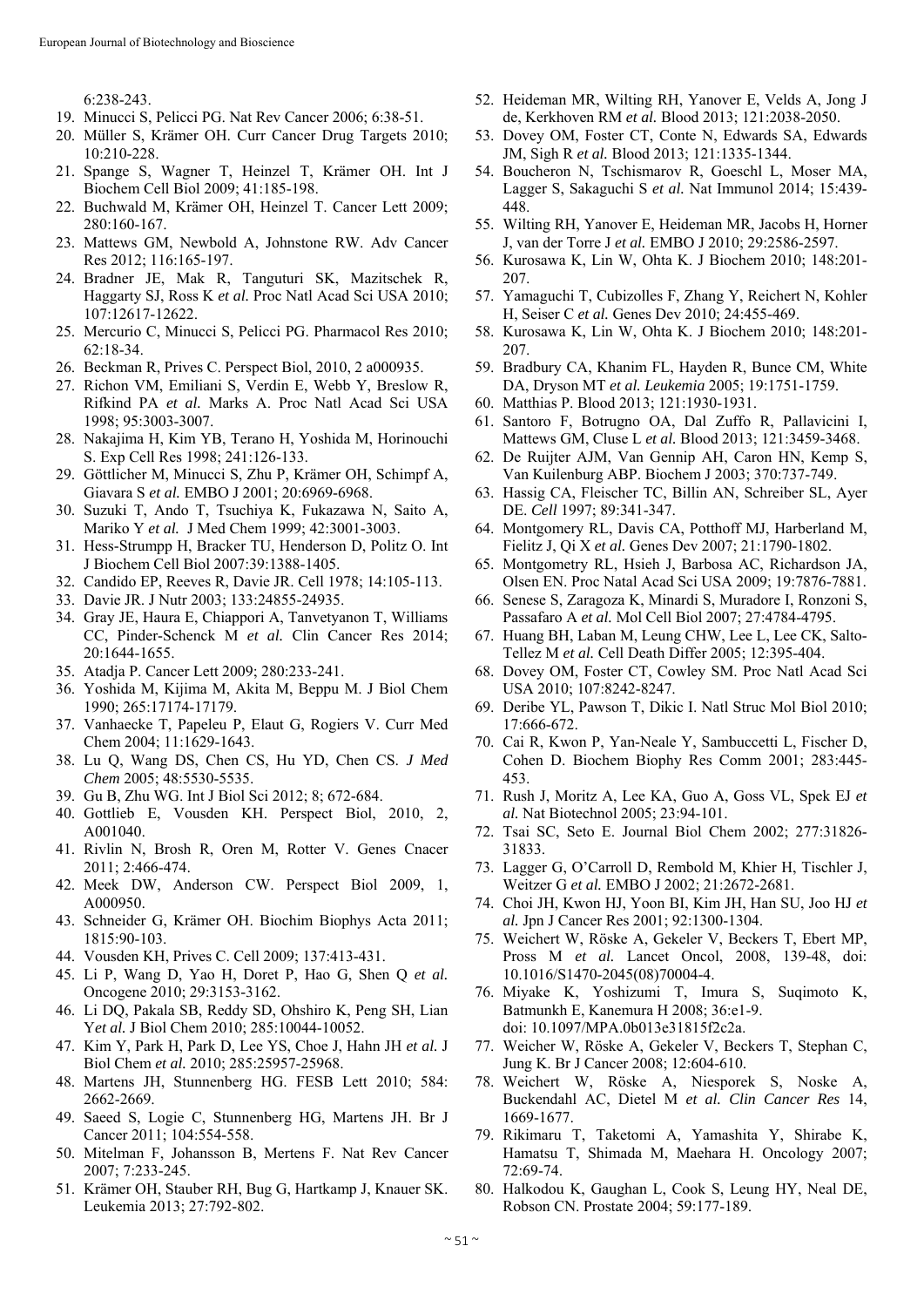6:238-243.

19. Minucci S, Pelicci PG. Nat Rev Cancer 2006; 6:38-51.
20. Müller S, Krämer OH. Curr Cancer Drug Targets 2010; 10:210-228.
21. Spange S, Wagner T, Heinzel T, Krämer OH. Int J Biochem Cell Biol 2009; 41:185-198.
22. Buchwald M, Krämer OH, Heinzel T. Cancer Lett 2009; 280:160-167.
23. Mattews GM, Newbold A, Johnstone RW. Adv Cancer Res 2012; 116:165-197.
24. Bradner JE, Mak R, Tanguturi SK, Mazitschek R, Haggarty SJ, Ross K *et al.* Proc Natl Acad Sci USA 2010; 107:12617-12622.
25. Mercurio C, Minucci S, Pelicci PG. Pharmacol Res 2010; 62:18-34.
26. Beckman R, Prives C. Perspect Biol, 2010, 2 a000935.
27. Richon VM, Emiliani S, Verdin E, Webb Y, Breslow R, Rifkind PA *et al.* Marks A. Proc Natl Acad Sci USA 1998; 95:3003-3007.
28. Nakajima H, Kim YB, Terano H, Yoshida M, Horinouchi S. Exp Cell Res 1998; 241:126-133.
29. Göttlicher M, Minucci S, Zhu P, Krämer OH, Schimpf A, Giavara S *et al.* EMBO J 2001; 20:6969-6968.
30. Suzuki T, Ando T, Tsuchiya K, Fukazawa N, Saito A, Mariko Y *et al.* J Med Chem 1999; 42:3001-3003.
31. Hess-Strumpp H, Bracker TU, Henderson D, Politz O. Int J Biochem Cell Biol 2007:39:1388-1405.
32. Candido EP, Reeves R, Davie JR. Cell 1978; 14:105-113.
33. Davie JR. J Nutr 2003; 133:24855-24935.
34. Gray JE, Haura E, Chiappori A, Tanvetyanon T, Williams CC, Pinder-Schenck M *et al.* Clin Cancer Res 2014; 20:1644-1655.
35. Atadja P. Cancer Lett 2009; 280:233-241.
36. Yoshida M, Kijima M, Akita M, Beppu M. J Biol Chem 1990; 265:17174-17179.
37. Vanhaecke T, Papeleu P, Elaut G, Rogiers V. Curr Med Chem 2004; 11:1629-1643.
38. Lu Q, Wang DS, Chen CS, Hu YD, Chen CS. *J Med Chem* 2005; 48:5530-5535.
39. Gu B, Zhu WG. Int J Biol Sci 2012; 8; 672-684.
40. Gottlieb E, Vousden KH. Perspect Biol, 2010, 2, A001040.
41. Rivlin N, Brosh R, Oren M, Rotter V. Genes Cnacer 2011; 2:466-474.
42. Meek DW, Anderson CW. Perspect Biol 2009, 1, A000950.
43. Schneider G, Krämer OH. Biochim Biophys Acta 2011; 1815:90-103.
44. Vousden KH, Prives C. Cell 2009; 137:413-431.
45. Li P, Wang D, Yao H, Doret P, Hao G, Shen Q *et al.* Oncogene 2010; 29:3153-3162.
46. Li DQ, Pakala SB, Reddy SD, Ohshiro K, Peng SH, Lian Y*et al.* J Biol Chem 2010; 285:10044-10052.
47. Kim Y, Park H, Park D, Lee YS, Choe J, Hahn JH *et al.* J Biol Chem *et al.* 2010; 285:25957-25968.
48. Martens JH, Stunnenberg HG. FESB Lett 2010; 584: 2662-2669.
49. Saeed S, Logie C, Stunnenberg HG, Martens JH. Br J Cancer 2011; 104:554-558.
50. Mitelman F, Johansson B, Mertens F. Nat Rev Cancer 2007; 7:233-245.
51. Krämer OH, Stauber RH, Bug G, Hartkamp J, Knauer SK. Leukemia 2013; 27:792-802.
52. Heideman MR, Wilting RH, Yanover E, Velds A, Jong J de, Kerkhoven RM *et al.* Blood 2013; 121:2038-2050.
53. Dovey OM, Foster CT, Conte N, Edwards SA, Edwards JM, Sigh R *et al.* Blood 2013; 121:1335-1344.
54. Boucheron N, Tschismarov R, Goeschl L, Moser MA, Lagger S, Sakaguchi S *et al.* Nat Immunol 2014; 15:439-448.
55. Wilting RH, Yanover E, Heideman MR, Jacobs H, Horner J, van der Torre J *et al.* EMBO J 2010; 29:2586-2597.
56. Kurosawa K, Lin W, Ohta K. J Biochem 2010; 148:201-207.
57. Yamaguchi T, Cubizolles F, Zhang Y, Reichert N, Kohler H, Seiser C *et al.* Genes Dev 2010; 24:455-469.
58. Kurosawa K, Lin W, Ohta K. J Biochem 2010; 148:201-207.
59. Bradbury CA, Khanim FL, Hayden R, Bunce CM, White DA, Dryson MT *et al. Leukemia* 2005; 19:1751-1759.
60. Matthias P. Blood 2013; 121:1930-1931.
61. Santoro F, Botrugno OA, Dal Zuffo R, Pallavicini I, Mattews GM, Cluse L *et al.* Blood 2013; 121:3459-3468.
62. De Ruijter AJM, Van Gennip AH, Caron HN, Kemp S, Van Kuilenburg ABP. Biochem J 2003; 370:737-749.
63. Hassig CA, Fleischer TC, Billin AN, Schreiber SL, Ayer DE. *Cell* 1997; 89:341-347.
64. Montgomery RL, Davis CA, Potthoff MJ, Harberland M, Fielitz J, Qi X *et al.* Genes Dev 2007; 21:1790-1802.
65. Montgometry RL, Hsieh J, Barbosa AC, Richardson JA, Olsen EN. Proc Natal Acad Sci USA 2009; 19:7876-7881.
66. Senese S, Zaragoza K, Minardi S, Muradore I, Ronzoni S, Passafaro A *et al.* Mol Cell Biol 2007; 27:4784-4795.
67. Huang BH, Laban M, Leung CHW, Lee L, Lee CK, Salto-Tellez M *et al.* Cell Death Differ 2005; 12:395-404.
68. Dovey OM, Foster CT, Cowley SM. Proc Natl Acad Sci USA 2010; 107:8242-8247.
69. Deribe YL, Pawson T, Dikic I. Natl Struc Mol Biol 2010; 17:666-672.
70. Cai R, Kwon P, Yan-Neale Y, Sambuccetti L, Fischer D, Cohen D. Biochem Biophy Res Comm 2001; 283:445-453.
71. Rush J, Moritz A, Lee KA, Guo A, Goss VL, Spek EJ *et al.* Nat Biotechnol 2005; 23:94-101.
72. Tsai SC, Seto E. Journal Biol Chem 2002; 277:31826-31833.
73. Lagger G, O'Carroll D, Rembold M, Khier H, Tischler J, Weitzer G *et al.* EMBO J 2002; 21:2672-2681.
74. Choi JH, Kwon HJ, Yoon BI, Kim JH, Han SU, Joo HJ *et al.* Jpn J Cancer Res 2001; 92:1300-1304.
75. Weichert W, Röske A, Gekeler V, Beckers T, Ebert MP, Pross M *et al.* Lancet Oncol, 2008, 139-48, doi: 10.1016/S1470-2045(08)70004-4.
76. Miyake K, Yoshizumi T, Imura S, Suqimoto K, Batmunkh E, Kanemura H 2008; 36:e1-9. doi: 10.1097/MPA.0b013e31815f2c2a.
77. Weicher W, Röske A, Gekeler V, Beckers T, Stephan C, Jung K. Br J Cancer 2008; 12:604-610.
78. Weichert W, Röske A, Niesporek S, Noske A, Buckendahl AC, Dietel M *et al. Clin Cancer Res* 14, 1669-1677.
79. Rikimaru T, Taketomi A, Yamashita Y, Shirabe K, Hamatsu T, Shimada M, Maehara H. Oncology 2007; 72:69-74.
80. Halkodou K, Gaughan L, Cook S, Leung HY, Neal DE, Robson CN. Prostate 2004; 59:177-189.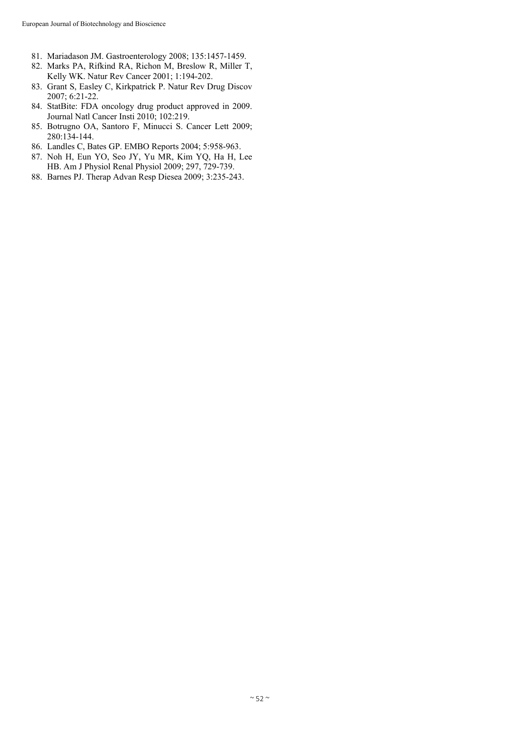81. Mariadason JM. Gastroenterology 2008; 135:1457-1459.
82. Marks PA, Rifkind RA, Richon M, Breslow R, Miller T, Kelly WK. Natur Rev Cancer 2001; 1:194-202.
83. Grant S, Easley C, Kirkpatrick P. Natur Rev Drug Discov 2007; 6:21-22.
84. StatBite: FDA oncology drug product approved in 2009. Journal Natl Cancer Insti 2010; 102:219.
85. Botrugno OA, Santoro F, Minucci S. Cancer Lett 2009; 280:134-144.
86. Landles C, Bates GP. EMBO Reports 2004; 5:958-963.
87. Noh H, Eun YO, Seo JY, Yu MR, Kim YQ, Ha H, Lee HB. Am J Physiol Renal Physiol 2009; 297, 729-739.
88. Barnes PJ. Therap Advan Resp Diesea 2009; 3:235-243.